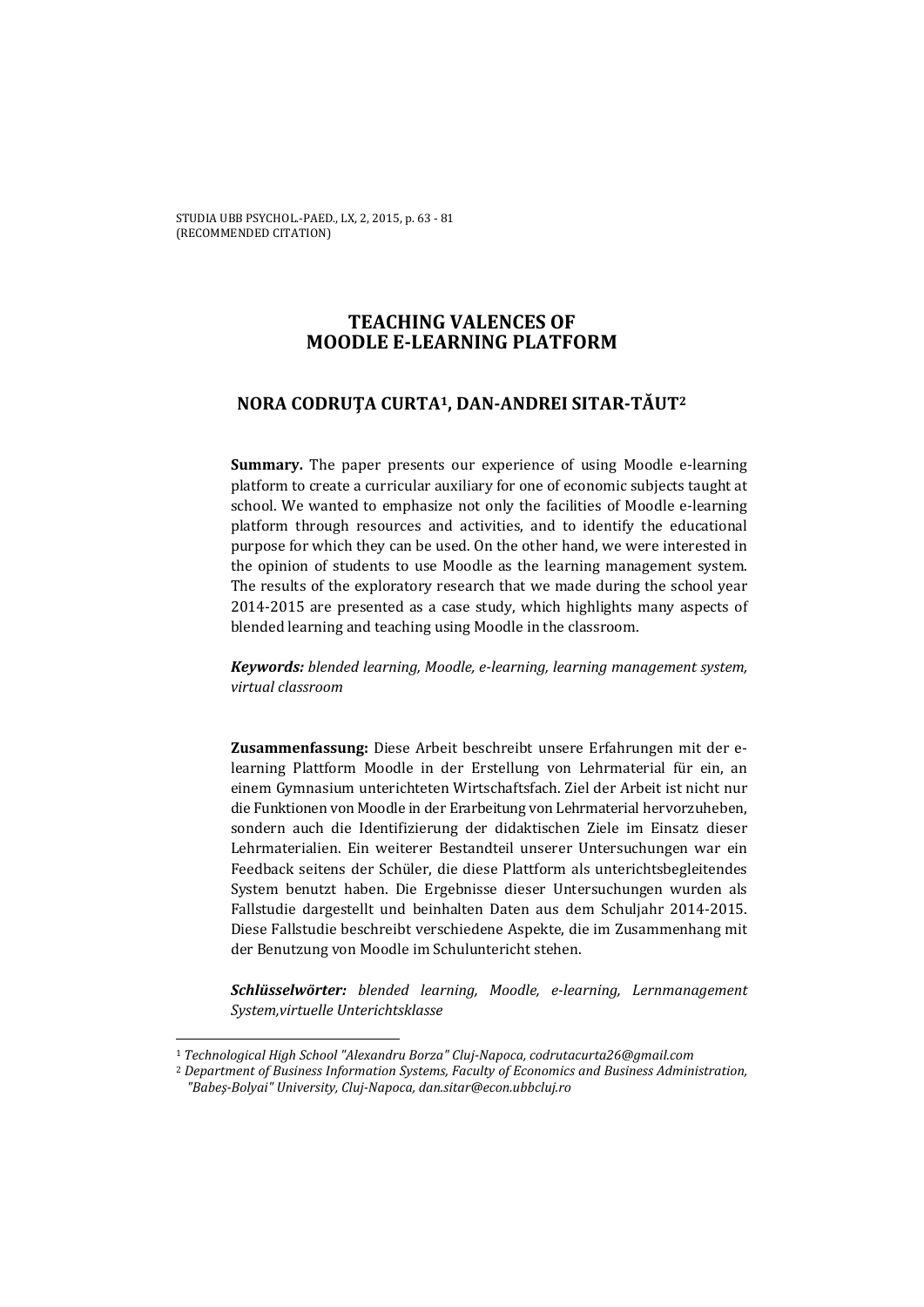STUDIA UBB PSYCHOL.-PAED., LX, 2, 2015, p. 63 - 81
(RECOMMENDED CITATION)

# TEACHING VALENCES OF MOODLE E-LEARNING PLATFORM

## NORA CODRUŢA CURTA[1], DAN-ANDREI SITAR-TĂUT[2]

**Summary.** The paper presents our experience of using Moodle e-learning platform to create a curricular auxiliary for one of economic subjects taught at school. We wanted to emphasize not only the facilities of Moodle e-learning platform through resources and activities, and to identify the educational purpose for which they can be used. On the other hand, we were interested in the opinion of students to use Moodle as the learning management system. The results of the exploratory research that we made during the school year 2014-2015 are presented as a case study, which highlights many aspects of blended learning and teaching using Moodle in the classroom.

***Keywords:*** *blended learning, Moodle, e-learning, learning management system, virtual classroom*

**Zusammenfassung:** Diese Arbeit beschreibt unsere Erfahrungen mit der e-learning Plattform Moodle in der Erstellung von Lehrmaterial für ein, an einem Gymnasium unterichteten Wirtschaftsfach. Ziel der Arbeit ist nicht nur die Funktionen von Moodle in der Erarbeitung von Lehrmaterial hervorzuheben, sondern auch die Identifizierung der didaktischen Ziele im Einsatz dieser Lehrmaterialien. Ein weiterer Bestandteil unserer Untersuchungen war ein Feedback seitens der Schüler, die diese Plattform als unterichtsbegleitendes System benutzt haben. Die Ergebnisse dieser Untersuchungen wurden als Fallstudie dargestellt und beinhalten Daten aus dem Schuljahr 2014-2015. Diese Fallstudie beschreibt verschiedene Aspekte, die im Zusammenhang mit der Benutzung von Moodle im Schulunterricht stehen.

***Schlüsselwörter:*** *blended learning, Moodle, e-learning, Lernmanagement System,virtuelle Unterichtsklasse*

---

[1] *Technological High School "Alexandru Borza" Cluj-Napoca, codrutacurta26@gmail.com*

[2] *Department of Business Information Systems, Faculty of Economics and Business Administration, "Babeş-Bolyai" University, Cluj-Napoca, dan.sitar@econ.ubbcluj.ro*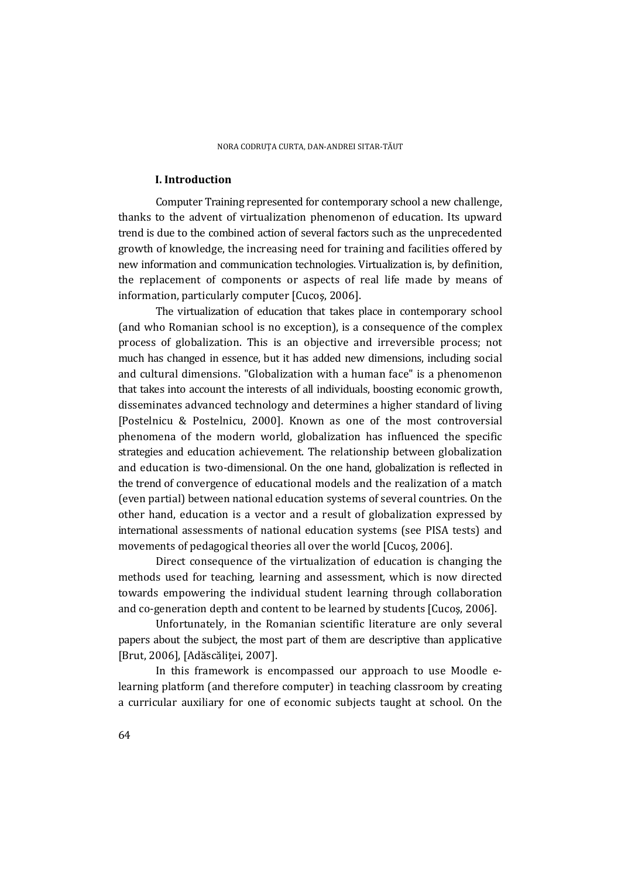## I. Introduction

Computer Training represented for contemporary school a new challenge, thanks to the advent of virtualization phenomenon of education. Its upward trend is due to the combined action of several factors such as the unprecedented growth of knowledge, the increasing need for training and facilities offered by new information and communication technologies. Virtualization is, by definition, the replacement of components or aspects of real life made by means of information, particularly computer [Cucoş, 2006].

The virtualization of education that takes place in contemporary school (and who Romanian school is no exception), is a consequence of the complex process of globalization. This is an objective and irreversible process; not much has changed in essence, but it has added new dimensions, including social and cultural dimensions. "Globalization with a human face" is a phenomenon that takes into account the interests of all individuals, boosting economic growth, disseminates advanced technology and determines a higher standard of living [Postelnicu & Postelnicu, 2000]. Known as one of the most controversial phenomena of the modern world, globalization has influenced the specific strategies and education achievement. The relationship between globalization and education is two-dimensional. On the one hand, globalization is reflected in the trend of convergence of educational models and the realization of a match (even partial) between national education systems of several countries. On the other hand, education is a vector and a result of globalization expressed by international assessments of national education systems (see PISA tests) and movements of pedagogical theories all over the world [Cucoş, 2006].

Direct consequence of the virtualization of education is changing the methods used for teaching, learning and assessment, which is now directed towards empowering the individual student learning through collaboration and co-generation depth and content to be learned by students [Cucoş, 2006].

Unfortunately, in the Romanian scientific literature are only several papers about the subject, the most part of them are descriptive than applicative [Brut, 2006], [Adăscăliţei, 2007].

In this framework is encompassed our approach to use Moodle e-learning platform (and therefore computer) in teaching classroom by creating a curricular auxiliary for one of economic subjects taught at school. On the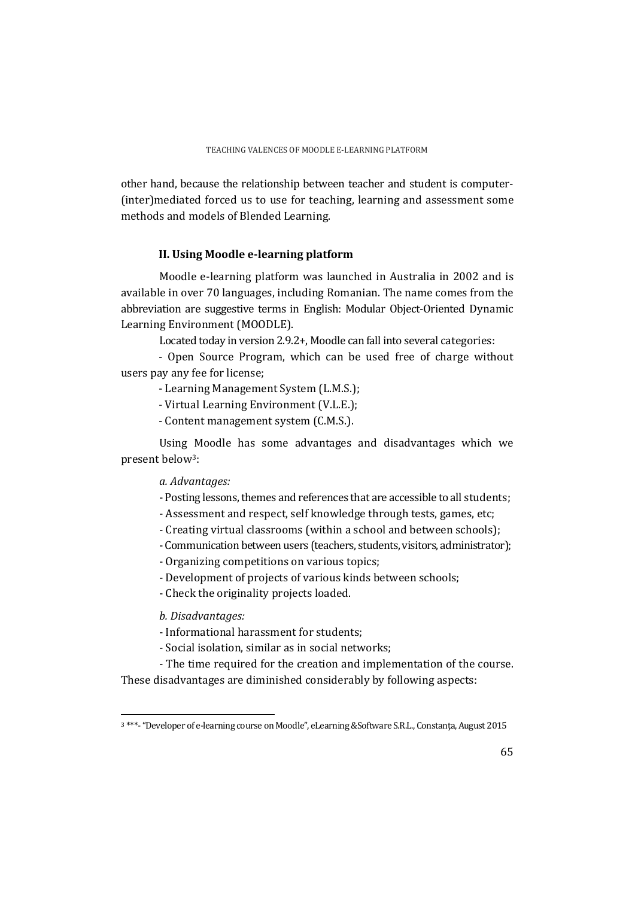other hand, because the relationship between teacher and student is computer-(inter)mediated forced us to use for teaching, learning and assessment some methods and models of Blended Learning.

## II. Using Moodle e-learning platform

Moodle e-learning platform was launched in Australia in 2002 and is available in over 70 languages, including Romanian. The name comes from the abbreviation are suggestive terms in English: Modular Object-Oriented Dynamic Learning Environment (MOODLE).

Located today in version 2.9.2+, Moodle can fall into several categories:

- Open Source Program, which can be used free of charge without users pay any fee for license;
- Learning Management System (L.M.S.);
- Virtual Learning Environment (V.L.E.);
- Content management system (C.M.S.).

Using Moodle has some advantages and disadvantages which we present below[3]:

*a. Advantages:*

- Posting lessons, themes and references that are accessible to all students;
- Assessment and respect, self knowledge through tests, games, etc;
- Creating virtual classrooms (within a school and between schools);
- Communication between users (teachers, students, visitors, administrator);
- Organizing competitions on various topics;
- Development of projects of various kinds between schools;
- Check the originality projects loaded.

*b. Disadvantages:*

- Informational harassment for students;
- Social isolation, similar as in social networks;
- The time required for the creation and implementation of the course.

These disadvantages are diminished considerably by following aspects:

[3] ***- "Developer of e-learning course on Moodle", eLearning &Software S.R.L., Constanța, August 2015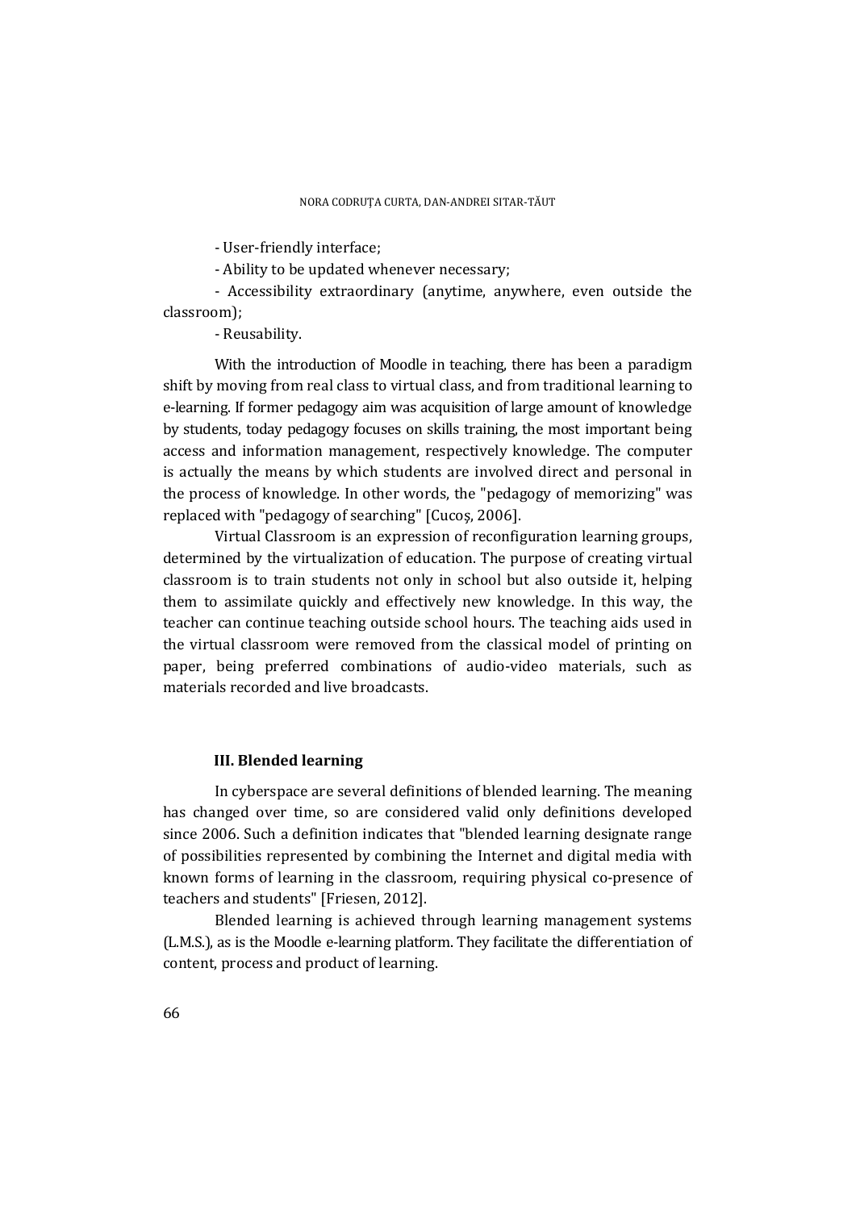- User-friendly interface;

- Ability to be updated whenever necessary;

- Accessibility extraordinary (anytime, anywhere, even outside the classroom);

- Reusability.

With the introduction of Moodle in teaching, there has been a paradigm shift by moving from real class to virtual class, and from traditional learning to e-learning. If former pedagogy aim was acquisition of large amount of knowledge by students, today pedagogy focuses on skills training, the most important being access and information management, respectively knowledge. The computer is actually the means by which students are involved direct and personal in the process of knowledge. In other words, the "pedagogy of memorizing" was replaced with "pedagogy of searching" [Cucoş, 2006].

Virtual Classroom is an expression of reconfiguration learning groups, determined by the virtualization of education. The purpose of creating virtual classroom is to train students not only in school but also outside it, helping them to assimilate quickly and effectively new knowledge. In this way, the teacher can continue teaching outside school hours. The teaching aids used in the virtual classroom were removed from the classical model of printing on paper, being preferred combinations of audio-video materials, such as materials recorded and live broadcasts.

## III. Blended learning

In cyberspace are several definitions of blended learning. The meaning has changed over time, so are considered valid only definitions developed since 2006. Such a definition indicates that "blended learning designate range of possibilities represented by combining the Internet and digital media with known forms of learning in the classroom, requiring physical co-presence of teachers and students" [Friesen, 2012].

Blended learning is achieved through learning management systems (L.M.S.), as is the Moodle e-learning platform. They facilitate the differentiation of content, process and product of learning.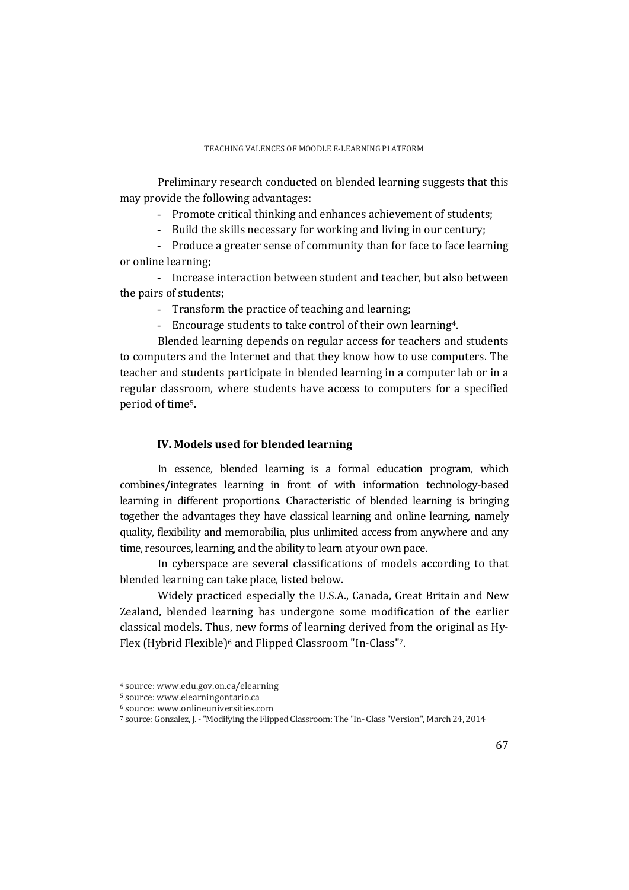Preliminary research conducted on blended learning suggests that this may provide the following advantages:

- Promote critical thinking and enhances achievement of students;
- Build the skills necessary for working and living in our century;
- Produce a greater sense of community than for face to face learning or online learning;
- Increase interaction between student and teacher, but also between the pairs of students;
- Transform the practice of teaching and learning;
- Encourage students to take control of their own learning[4].

Blended learning depends on regular access for teachers and students to computers and the Internet and that they know how to use computers. The teacher and students participate in blended learning in a computer lab or in a regular classroom, where students have access to computers for a specified period of time[5].

### IV. Models used for blended learning

In essence, blended learning is a formal education program, which combines/integrates learning in front of with information technology-based learning in different proportions. Characteristic of blended learning is bringing together the advantages they have classical learning and online learning, namely quality, flexibility and memorabilia, plus unlimited access from anywhere and any time, resources, learning, and the ability to learn at your own pace.

In cyberspace are several classifications of models according to that blended learning can take place, listed below.

Widely practiced especially the U.S.A., Canada, Great Britain and New Zealand, blended learning has undergone some modification of the earlier classical models. Thus, new forms of learning derived from the original as Hy-Flex (Hybrid Flexible)[6] and Flipped Classroom "In-Class"[7].

---

[4] source: www.edu.gov.on.ca/elearning

[5] source: www.elearningontario.ca

[6] source: www.onlineuniversities.com

[7] source: Gonzalez, J. - "Modifying the Flipped Classroom: The "In- Class "Version", March 24, 2014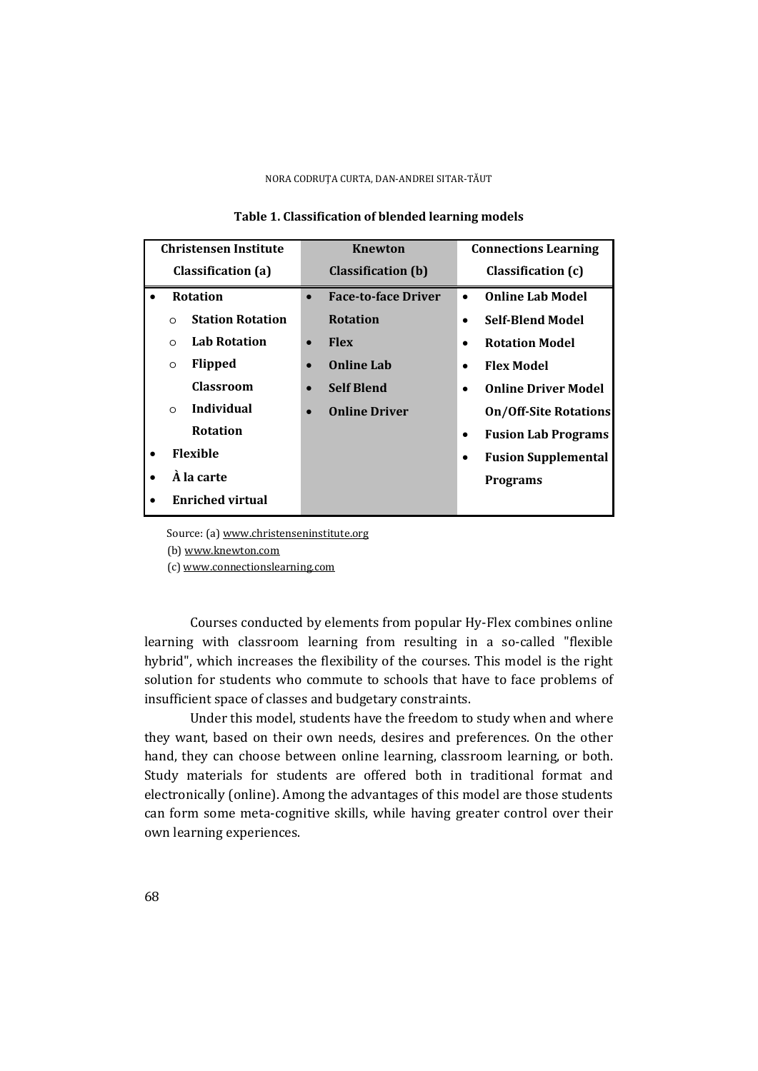**Table 1. Classification of blended learning models**

| Christensen Institute Classification (a) | Knewton Classification (b) | Connections Learning Classification (c) |
| --- | --- | --- |
| • **Rotation**<br>  ○ **Station Rotation**<br>  ○ **Lab Rotation**<br>  ○ **Flipped Classroom**<br>  ○ **Individual Rotation**<br>• **Flexible**<br>• **À la carte**<br>• **Enriched virtual** | • **Face-to-face Driver Rotation**<br>• **Flex**<br>• **Online Lab**<br>• **Self Blend**<br>• **Online Driver** | • **Online Lab Model**<br>• **Self-Blend Model**<br>• **Rotation Model**<br>• **Flex Model**<br>• **Online Driver Model On/Off-Site Rotations**<br>• **Fusion Lab Programs**<br>• **Fusion Supplemental Programs** |

Source: (a) www.christenseninstitute.org

(b) www.knewton.com

(c) www.connectionslearning.com

Courses conducted by elements from popular Hy-Flex combines online learning with classroom learning from resulting in a so-called "flexible hybrid", which increases the flexibility of the courses. This model is the right solution for students who commute to schools that have to face problems of insufficient space of classes and budgetary constraints.

Under this model, students have the freedom to study when and where they want, based on their own needs, desires and preferences. On the other hand, they can choose between online learning, classroom learning, or both. Study materials for students are offered both in traditional format and electronically (online). Among the advantages of this model are those students can form some meta-cognitive skills, while having greater control over their own learning experiences.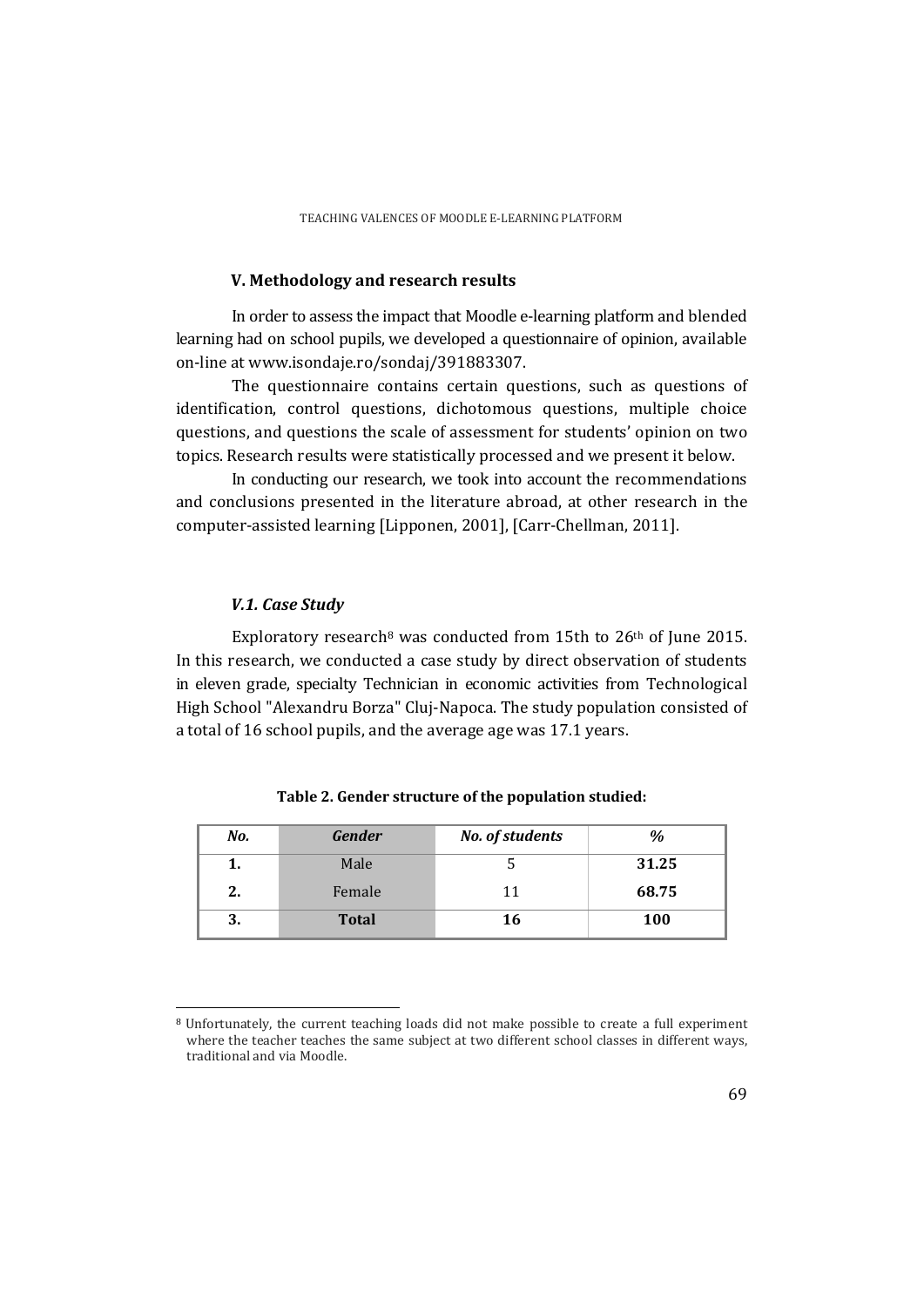### V. Methodology and research results

In order to assess the impact that Moodle e-learning platform and blended learning had on school pupils, we developed a questionnaire of opinion, available on-line at www.isondaje.ro/sondaj/391883307.

The questionnaire contains certain questions, such as questions of identification, control questions, dichotomous questions, multiple choice questions, and questions the scale of assessment for students' opinion on two topics. Research results were statistically processed and we present it below.

In conducting our research, we took into account the recommendations and conclusions presented in the literature abroad, at other research in the computer-assisted learning [Lipponen, 2001], [Carr-Chellman, 2011].

#### *V.1. Case Study*

Exploratory research[8] was conducted from 15th to 26th of June 2015. In this research, we conducted a case study by direct observation of students in eleven grade, specialty Technician in economic activities from Technological High School "Alexandru Borza" Cluj-Napoca. The study population consisted of a total of 16 school pupils, and the average age was 17.1 years.

**Table 2. Gender structure of the population studied:**

| *No.* | *Gender* | *No. of students* | *%* |
|---|---|---|---|
| **1.** | Male | 5 | **31.25** |
| **2.** | Female | 11 | **68.75** |
| **3.** | **Total** | **16** | **100** |

[8] Unfortunately, the current teaching loads did not make possible to create a full experiment where the teacher teaches the same subject at two different school classes in different ways, traditional and via Moodle.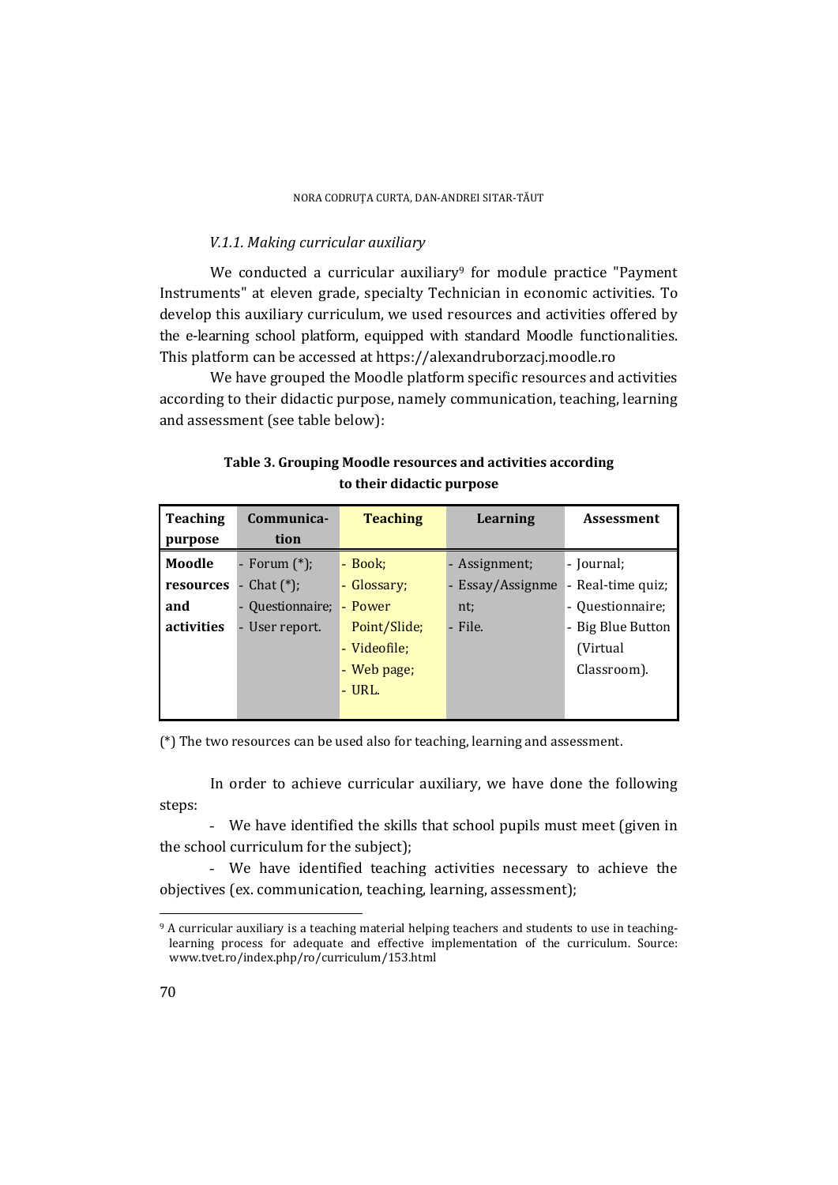*V.1.1. Making curricular auxiliary*

We conducted a curricular auxiliary[9] for module practice "Payment Instruments" at eleven grade, specialty Technician in economic activities. To develop this auxiliary curriculum, we used resources and activities offered by the e-learning school platform, equipped with standard Moodle functionalities. This platform can be accessed at https://alexandruborzacj.moodle.ro

We have grouped the Moodle platform specific resources and activities according to their didactic purpose, namely communication, teaching, learning and assessment (see table below):

**Table 3. Grouping Moodle resources and activities according to their didactic purpose**

| **Teaching purpose** | **Communication** | **Teaching** | **Learning** | **Assessment** |
|---|---|---|---|---|
| **Moodle resources and activities** | - Forum (*);<br>- Chat (*);<br>- Questionnaire;<br>- User report. | - Book;<br>- Glossary;<br>- Power Point/Slide;<br>- Videofile;<br>- Web page;<br>- URL. | - Assignment;<br>- Essay/Assignment;<br>- File. | - Journal;<br>- Real-time quiz;<br>- Questionnaire;<br>- Big Blue Button (Virtual Classroom). |

(*) The two resources can be used also for teaching, learning and assessment.

In order to achieve curricular auxiliary, we have done the following steps:

- We have identified the skills that school pupils must meet (given in the school curriculum for the subject);
- We have identified teaching activities necessary to achieve the objectives (ex. communication, teaching, learning, assessment);

[9] A curricular auxiliary is a teaching material helping teachers and students to use in teaching-learning process for adequate and effective implementation of the curriculum. Source: www.tvet.ro/index.php/ro/curriculum/153.html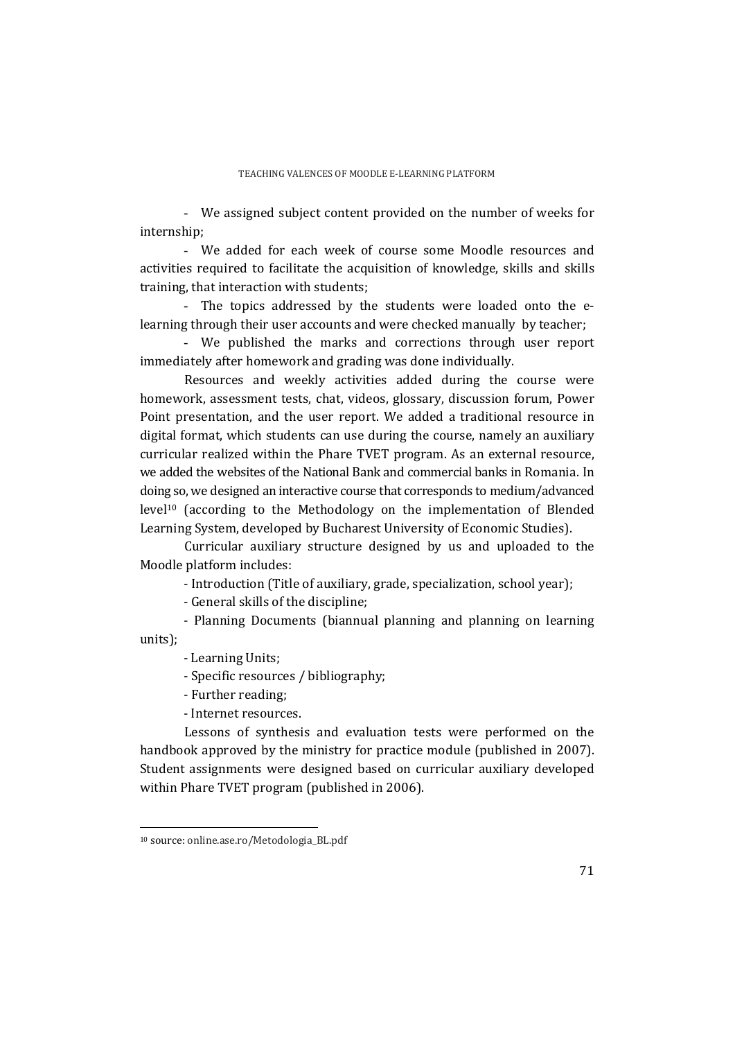- We assigned subject content provided on the number of weeks for internship;

- We added for each week of course some Moodle resources and activities required to facilitate the acquisition of knowledge, skills and skills training, that interaction with students;

- The topics addressed by the students were loaded onto the e-learning through their user accounts and were checked manually by teacher;

- We published the marks and corrections through user report immediately after homework and grading was done individually.

Resources and weekly activities added during the course were homework, assessment tests, chat, videos, glossary, discussion forum, Power Point presentation, and the user report. We added a traditional resource in digital format, which students can use during the course, namely an auxiliary curricular realized within the Phare TVET program. As an external resource, we added the websites of the National Bank and commercial banks in Romania. In doing so, we designed an interactive course that corresponds to medium/advanced level[10] (according to the Methodology on the implementation of Blended Learning System, developed by Bucharest University of Economic Studies).

Curricular auxiliary structure designed by us and uploaded to the Moodle platform includes:

- Introduction (Title of auxiliary, grade, specialization, school year);
- General skills of the discipline;
- Planning Documents (biannual planning and planning on learning units);
- Learning Units;
- Specific resources / bibliography;
- Further reading;
- Internet resources.

Lessons of synthesis and evaluation tests were performed on the handbook approved by the ministry for practice module (published in 2007). Student assignments were designed based on curricular auxiliary developed within Phare TVET program (published in 2006).

[10] source: online.ase.ro/Metodologia_BL.pdf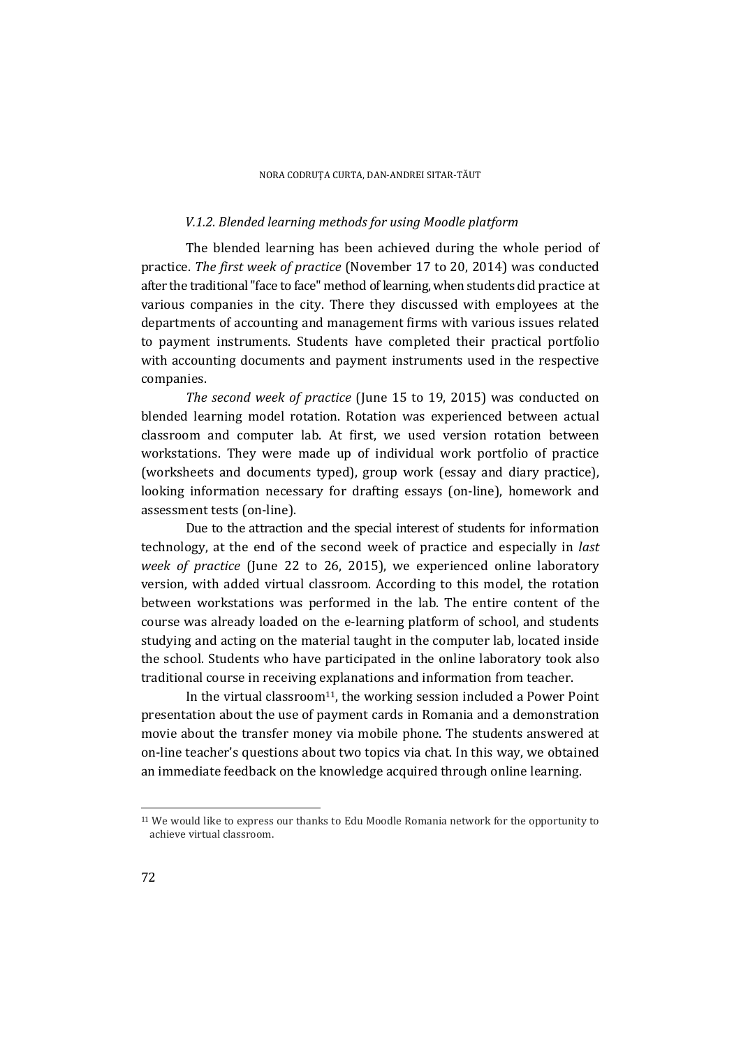### *V.1.2. Blended learning methods for using Moodle platform*

The blended learning has been achieved during the whole period of practice. *The first week of practice* (November 17 to 20, 2014) was conducted after the traditional "face to face" method of learning, when students did practice at various companies in the city. There they discussed with employees at the departments of accounting and management firms with various issues related to payment instruments. Students have completed their practical portfolio with accounting documents and payment instruments used in the respective companies.

*The second week of practice* (June 15 to 19, 2015) was conducted on blended learning model rotation. Rotation was experienced between actual classroom and computer lab. At first, we used version rotation between workstations. They were made up of individual work portfolio of practice (worksheets and documents typed), group work (essay and diary practice), looking information necessary for drafting essays (on-line), homework and assessment tests (on-line).

Due to the attraction and the special interest of students for information technology, at the end of the second week of practice and especially in *last week of practice* (June 22 to 26, 2015), we experienced online laboratory version, with added virtual classroom. According to this model, the rotation between workstations was performed in the lab. The entire content of the course was already loaded on the e-learning platform of school, and students studying and acting on the material taught in the computer lab, located inside the school. Students who have participated in the online laboratory took also traditional course in receiving explanations and information from teacher.

In the virtual classroom[11], the working session included a Power Point presentation about the use of payment cards in Romania and a demonstration movie about the transfer money via mobile phone. The students answered at on-line teacher's questions about two topics via chat. In this way, we obtained an immediate feedback on the knowledge acquired through online learning.

[11] We would like to express our thanks to Edu Moodle Romania network for the opportunity to achieve virtual classroom.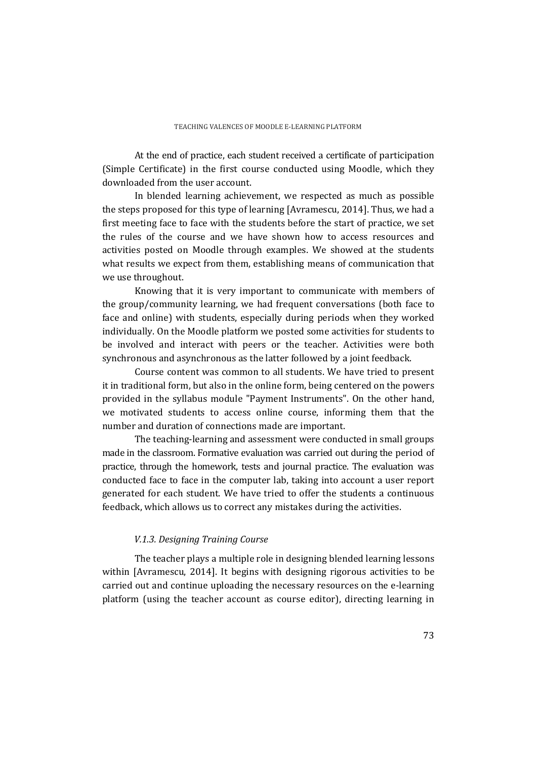At the end of practice, each student received a certificate of participation (Simple Certificate) in the first course conducted using Moodle, which they downloaded from the user account.

In blended learning achievement, we respected as much as possible the steps proposed for this type of learning [Avramescu, 2014]. Thus, we had a first meeting face to face with the students before the start of practice, we set the rules of the course and we have shown how to access resources and activities posted on Moodle through examples. We showed at the students what results we expect from them, establishing means of communication that we use throughout.

Knowing that it is very important to communicate with members of the group/community learning, we had frequent conversations (both face to face and online) with students, especially during periods when they worked individually. On the Moodle platform we posted some activities for students to be involved and interact with peers or the teacher. Activities were both synchronous and asynchronous as the latter followed by a joint feedback.

Course content was common to all students. We have tried to present it in traditional form, but also in the online form, being centered on the powers provided in the syllabus module "Payment Instruments". On the other hand, we motivated students to access online course, informing them that the number and duration of connections made are important.

The teaching-learning and assessment were conducted in small groups made in the classroom. Formative evaluation was carried out during the period of practice, through the homework, tests and journal practice. The evaluation was conducted face to face in the computer lab, taking into account a user report generated for each student. We have tried to offer the students a continuous feedback, which allows us to correct any mistakes during the activities.

### *V.1.3. Designing Training Course*

The teacher plays a multiple role in designing blended learning lessons within [Avramescu, 2014]. It begins with designing rigorous activities to be carried out and continue uploading the necessary resources on the e-learning platform (using the teacher account as course editor), directing learning in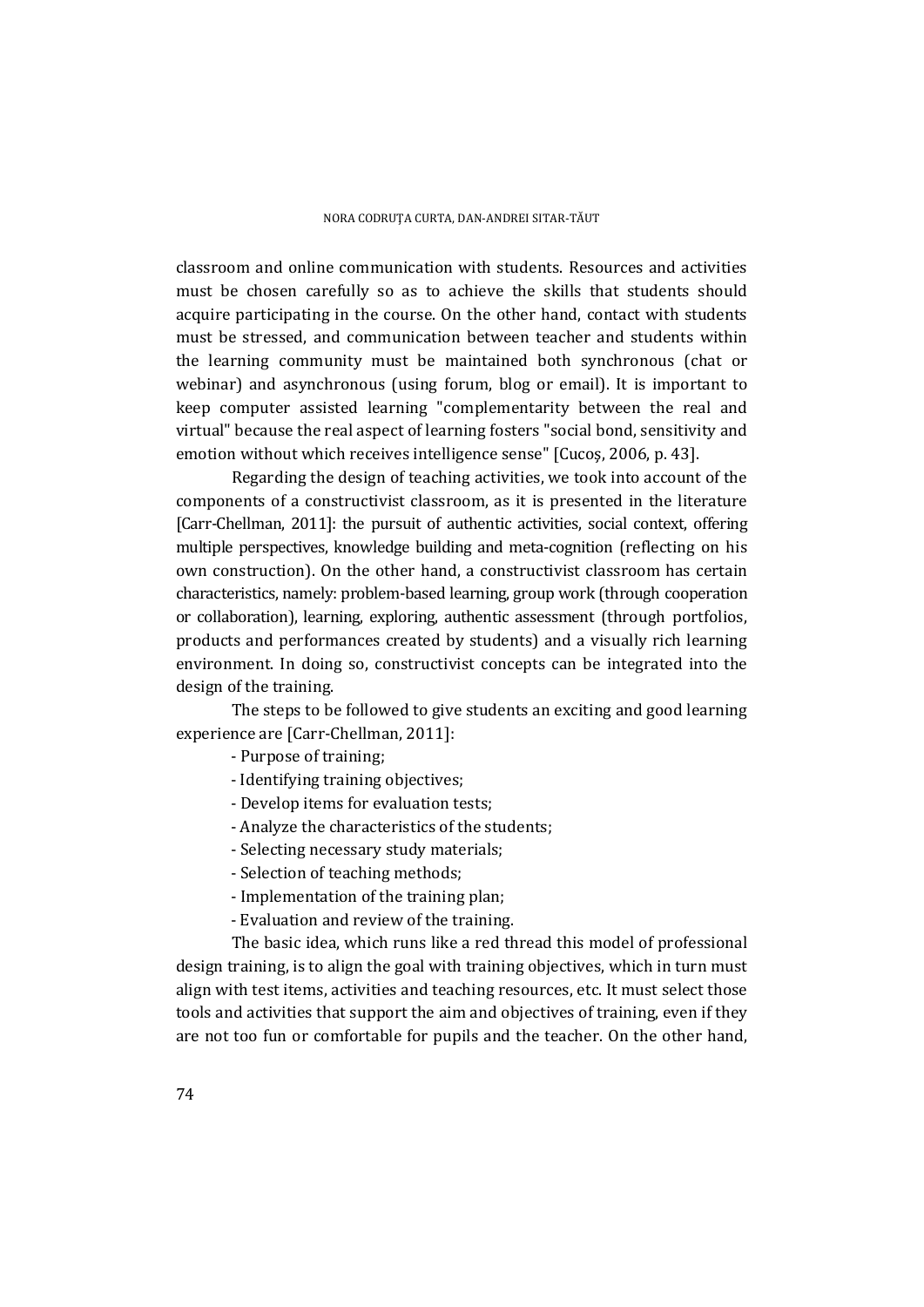classroom and online communication with students. Resources and activities must be chosen carefully so as to achieve the skills that students should acquire participating in the course. On the other hand, contact with students must be stressed, and communication between teacher and students within the learning community must be maintained both synchronous (chat or webinar) and asynchronous (using forum, blog or email). It is important to keep computer assisted learning "complementarity between the real and virtual" because the real aspect of learning fosters "social bond, sensitivity and emotion without which receives intelligence sense" [Cucoș, 2006, p. 43].

Regarding the design of teaching activities, we took into account of the components of a constructivist classroom, as it is presented in the literature [Carr-Chellman, 2011]: the pursuit of authentic activities, social context, offering multiple perspectives, knowledge building and meta-cognition (reflecting on his own construction). On the other hand, a constructivist classroom has certain characteristics, namely: problem-based learning, group work (through cooperation or collaboration), learning, exploring, authentic assessment (through portfolios, products and performances created by students) and a visually rich learning environment. In doing so, constructivist concepts can be integrated into the design of the training.

The steps to be followed to give students an exciting and good learning experience are [Carr-Chellman, 2011]:

- Purpose of training;
- Identifying training objectives;
- Develop items for evaluation tests;
- Analyze the characteristics of the students;
- Selecting necessary study materials;
- Selection of teaching methods;
- Implementation of the training plan;
- Evaluation and review of the training.

The basic idea, which runs like a red thread this model of professional design training, is to align the goal with training objectives, which in turn must align with test items, activities and teaching resources, etc. It must select those tools and activities that support the aim and objectives of training, even if they are not too fun or comfortable for pupils and the teacher. On the other hand,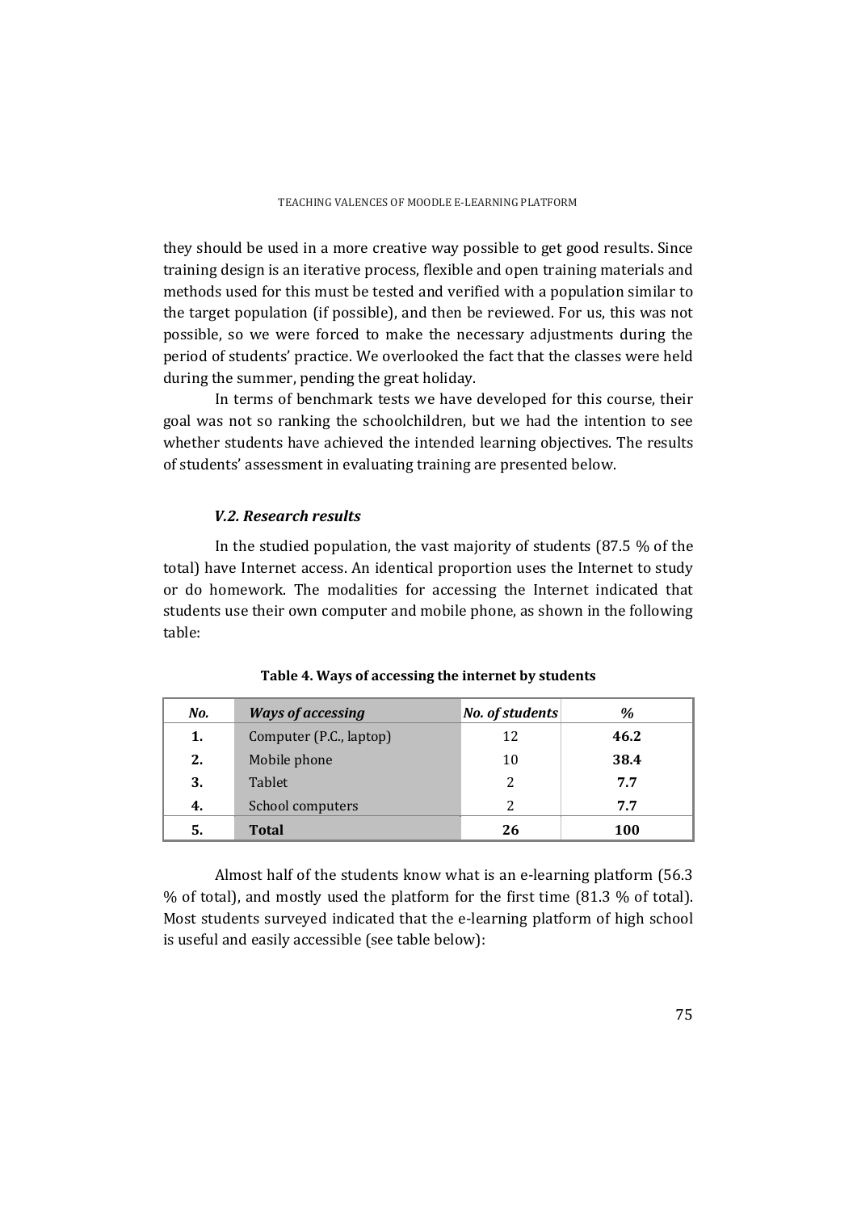they should be used in a more creative way possible to get good results. Since training design is an iterative process, flexible and open training materials and methods used for this must be tested and verified with a population similar to the target population (if possible), and then be reviewed. For us, this was not possible, so we were forced to make the necessary adjustments during the period of students' practice. We overlooked the fact that the classes were held during the summer, pending the great holiday.

In terms of benchmark tests we have developed for this course, their goal was not so ranking the schoolchildren, but we had the intention to see whether students have achieved the intended learning objectives. The results of students' assessment in evaluating training are presented below.

### *V.2. Research results*

In the studied population, the vast majority of students (87.5 % of the total) have Internet access. An identical proportion uses the Internet to study or do homework. The modalities for accessing the Internet indicated that students use their own computer and mobile phone, as shown in the following table:

**Table 4. Ways of accessing the internet by students**

| *No.* | *Ways of accessing* | *No. of students* | *%* |
|---|---|---|---|
| **1.** | Computer (P.C., laptop) | 12 | **46.2** |
| **2.** | Mobile phone | 10 | **38.4** |
| **3.** | Tablet | 2 | **7.7** |
| **4.** | School computers | 2 | **7.7** |
| **5.** | **Total** | **26** | **100** |

Almost half of the students know what is an e-learning platform (56.3 % of total), and mostly used the platform for the first time (81.3 % of total). Most students surveyed indicated that the e-learning platform of high school is useful and easily accessible (see table below):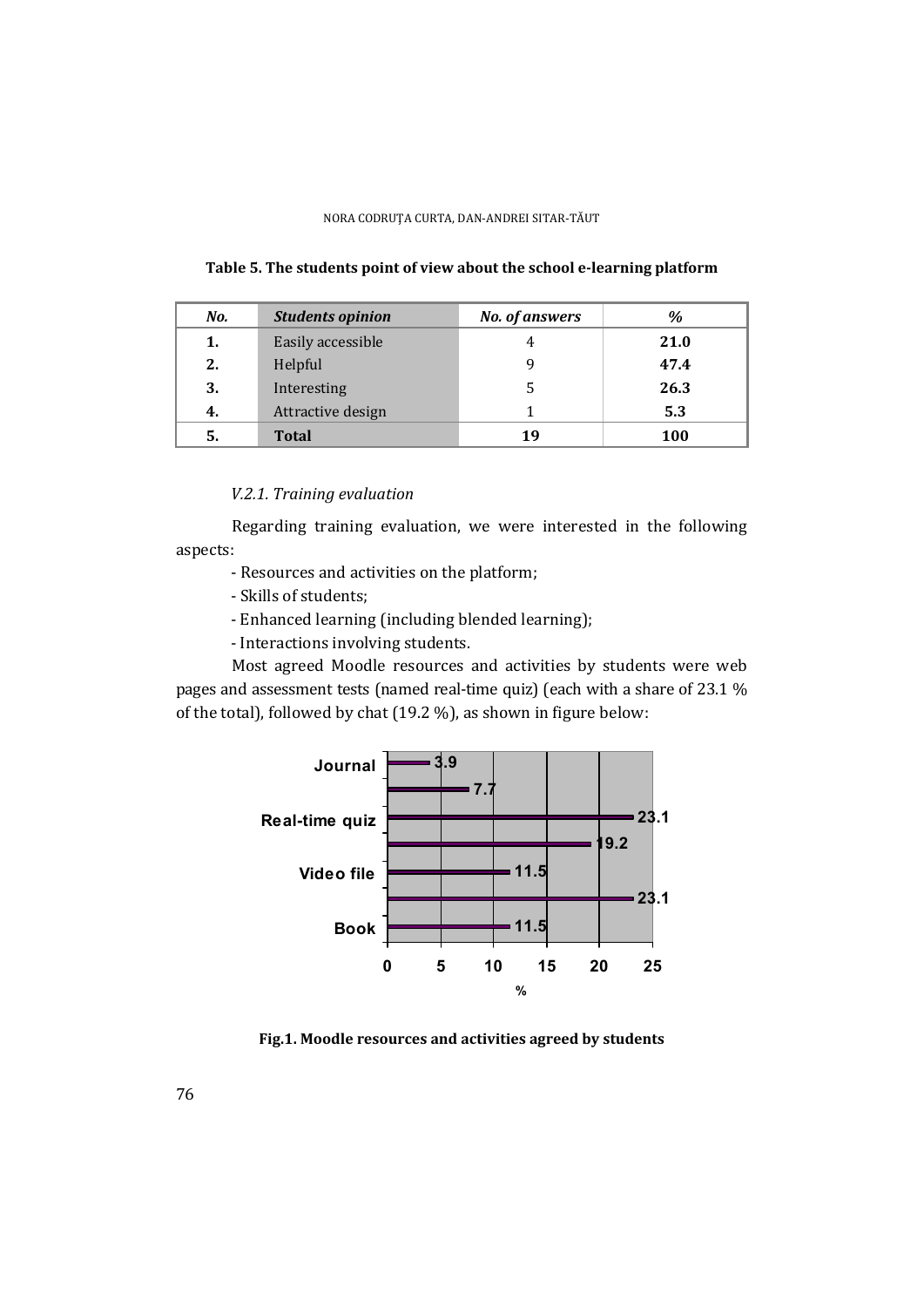**Table 5. The students point of view about the school e-learning platform**

| *No.* | *Students opinion* | *No. of answers* | *%* |
|---|---|---|---|
| **1.** | Easily accessible | 4 | **21.0** |
| **2.** | Helpful | 9 | **47.4** |
| **3.** | Interesting | 5 | **26.3** |
| **4.** | Attractive design | 1 | **5.3** |
| **5.** | **Total** | **19** | **100** |

*V.2.1. Training evaluation*

Regarding training evaluation, we were interested in the following aspects:

- Resources and activities on the platform;
- Skills of students;
- Enhanced learning (including blended learning);
- Interactions involving students.

Most agreed Moodle resources and activities by students were web pages and assessment tests (named real-time quiz) (each with a share of 23.1 % of the total), followed by chat (19.2 %), as shown in figure below:

| Resource/activity | % |
|---|---|
| Journal | 3.9 |
| | 7.7 |
| Real-time quiz | 23.1 |
| | 19.2 |
| Video file | 11.5 |
| | 23.1 |
| Book | 11.5 |

**Fig.1. Moodle resources and activities agreed by students**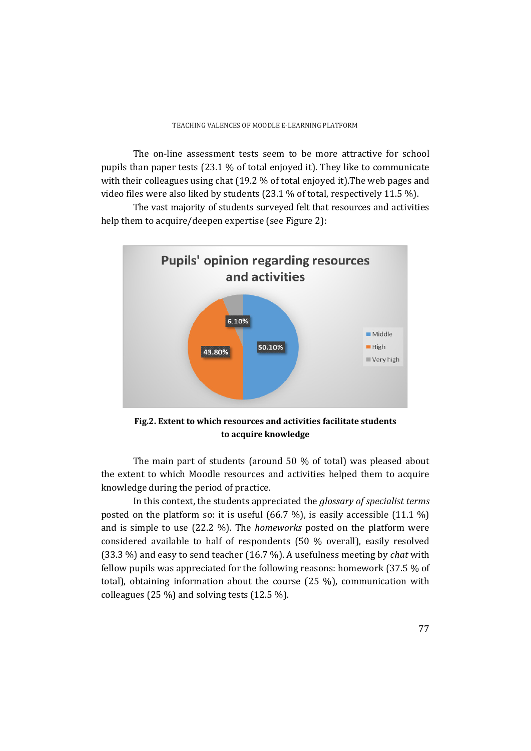The on-line assessment tests seem to be more attractive for school pupils than paper tests (23.1 % of total enjoyed it). They like to communicate with their colleagues using chat (19.2 % of total enjoyed it).The web pages and video files were also liked by students (23.1 % of total, respectively 11.5 %).

The vast majority of students surveyed felt that resources and activities help them to acquire/deepen expertise (see Figure 2):

**Fig.2. Extent to which resources and activities facilitate students to acquire knowledge**

The main part of students (around 50 % of total) was pleased about the extent to which Moodle resources and activities helped them to acquire knowledge during the period of practice.

In this context, the students appreciated the *glossary of specialist terms* posted on the platform so: it is useful (66.7 %), is easily accessible (11.1 %) and is simple to use (22.2 %). The *homeworks* posted on the platform were considered available to half of respondents (50 % overall), easily resolved (33.3 %) and easy to send teacher (16.7 %). A usefulness meeting by *chat* with fellow pupils was appreciated for the following reasons: homework (37.5 % of total), obtaining information about the course (25 %), communication with colleagues (25 %) and solving tests (12.5 %).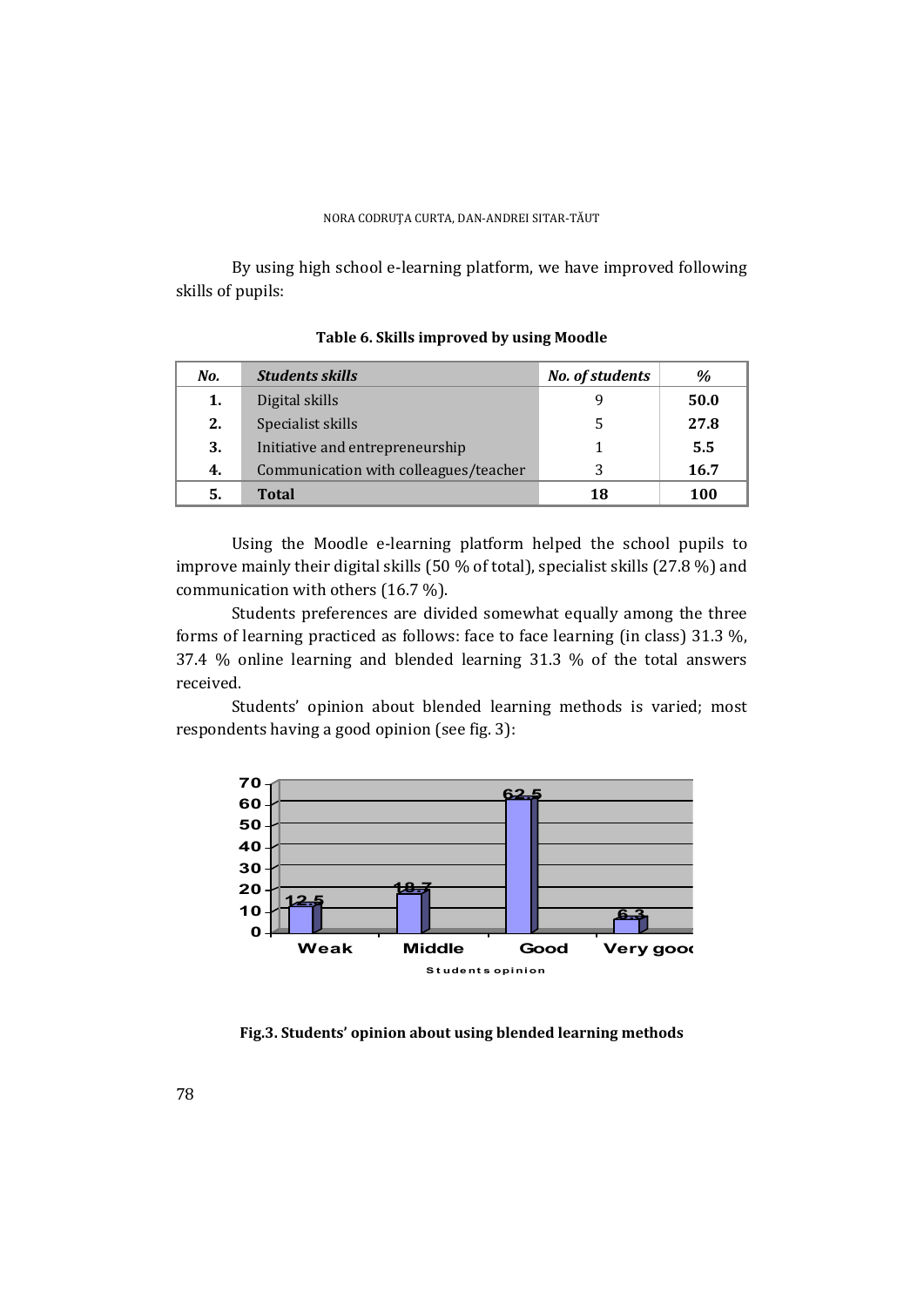By using high school e-learning platform, we have improved following skills of pupils:

**Table 6. Skills improved by using Moodle**

| *No.* | *Students skills* | *No. of students* | *%* |
|---|---|---|---|
| **1.** | Digital skills | 9 | **50.0** |
| **2.** | Specialist skills | 5 | **27.8** |
| **3.** | Initiative and entrepreneurship | 1 | **5.5** |
| **4.** | Communication with colleagues/teacher | 3 | **16.7** |
| **5.** | **Total** | **18** | **100** |

Using the Moodle e-learning platform helped the school pupils to improve mainly their digital skills (50 % of total), specialist skills (27.8 %) and communication with others (16.7 %).

Students preferences are divided somewhat equally among the three forms of learning practiced as follows: face to face learning (in class) 31.3 %, 37.4 % online learning and blended learning 31.3 % of the total answers received.

Students' opinion about blended learning methods is varied; most respondents having a good opinion (see fig. 3):

| Students opinion | Weak | Middle | Good | Very good |
|---|---|---|---|---|
| % | 12.5 | 18.7 | 62.5 | 6.3 |

**Fig.3. Students' opinion about using blended learning methods**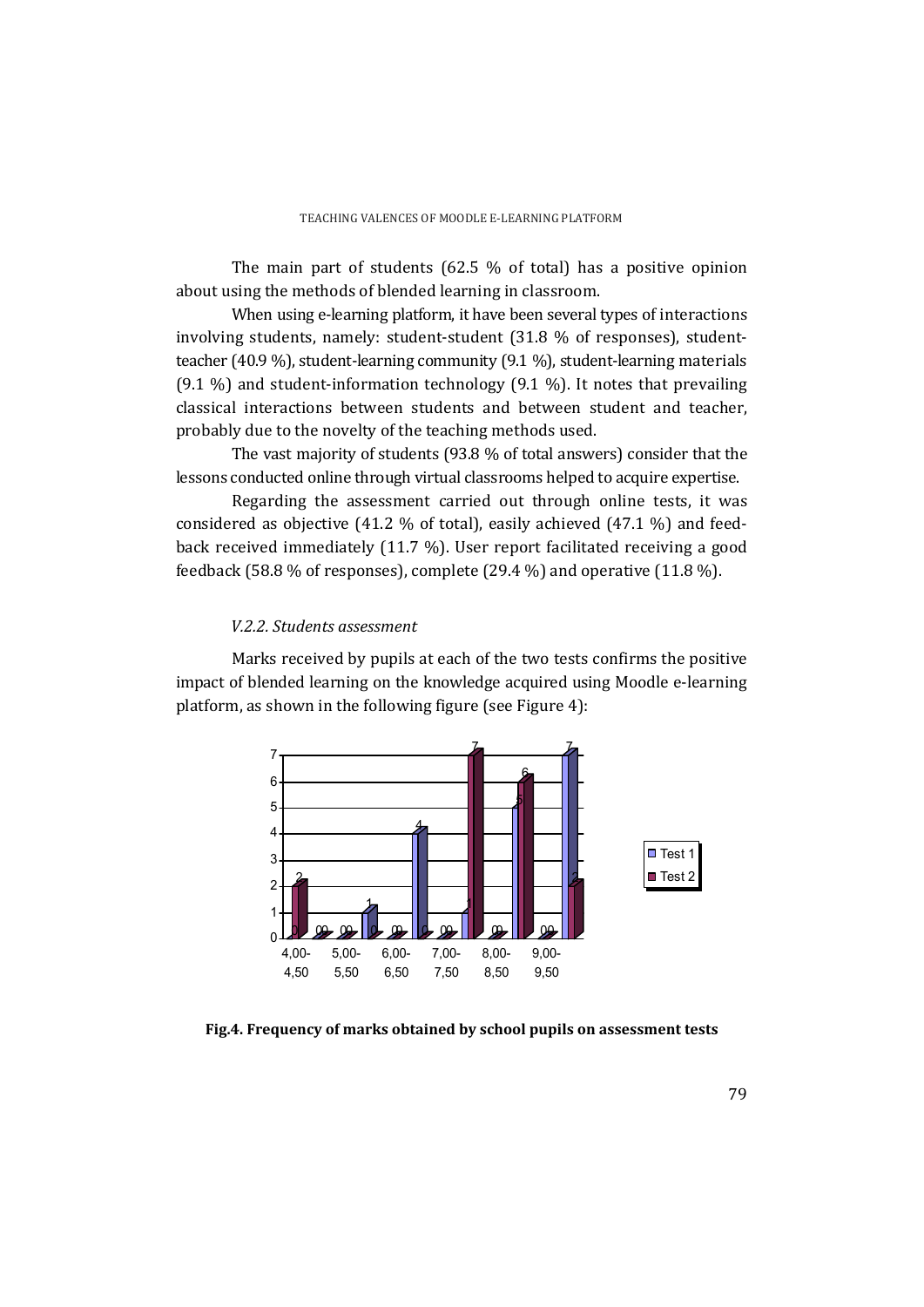The main part of students (62.5 % of total) has a positive opinion about using the methods of blended learning in classroom.

When using e-learning platform, it have been several types of interactions involving students, namely: student-student (31.8 % of responses), student-teacher (40.9 %), student-learning community (9.1 %), student-learning materials (9.1 %) and student-information technology (9.1 %). It notes that prevailing classical interactions between students and between student and teacher, probably due to the novelty of the teaching methods used.

The vast majority of students (93.8 % of total answers) consider that the lessons conducted online through virtual classrooms helped to acquire expertise.

Regarding the assessment carried out through online tests, it was considered as objective (41.2 % of total), easily achieved (47.1 %) and feed-back received immediately (11.7 %). User report facilitated receiving a good feedback (58.8 % of responses), complete (29.4 %) and operative (11.8 %).

#### *V.2.2. Students assessment*

Marks received by pupils at each of the two tests confirms the positive impact of blended learning on the knowledge acquired using Moodle e-learning platform, as shown in the following figure (see Figure 4):

**Fig.4. Frequency of marks obtained by school pupils on assessment tests**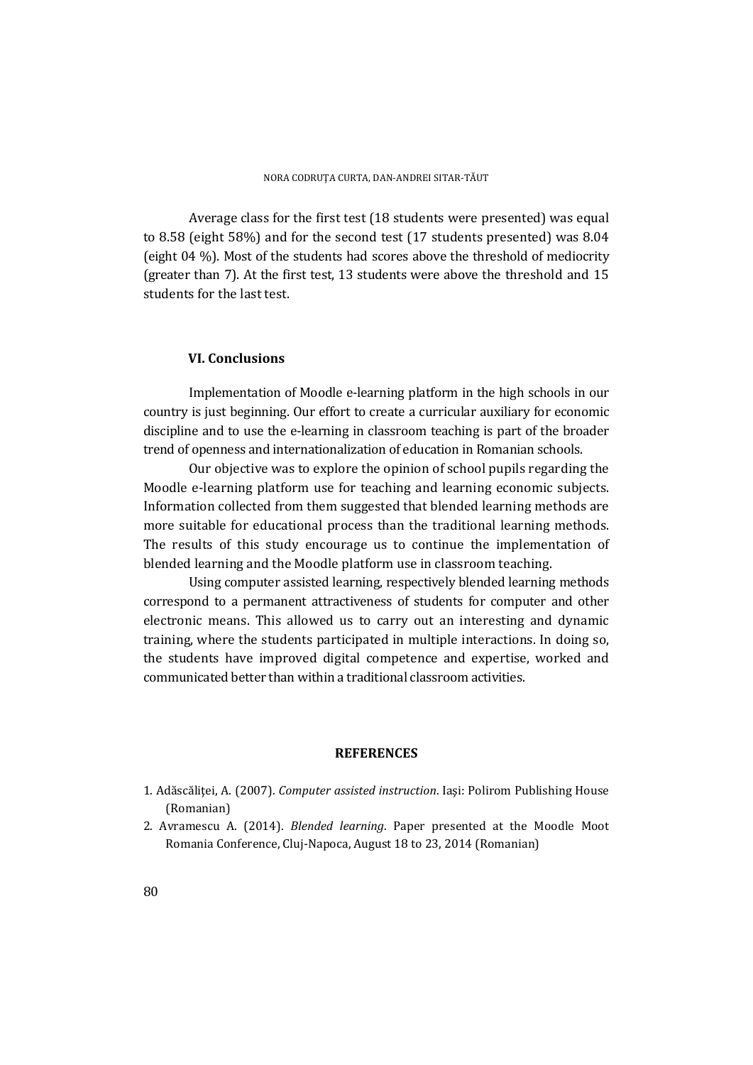Average class for the first test (18 students were presented) was equal to 8.58 (eight 58%) and for the second test (17 students presented) was 8.04 (eight 04 %). Most of the students had scores above the threshold of mediocrity (greater than 7). At the first test, 13 students were above the threshold and 15 students for the last test.

## VI. Conclusions

Implementation of Moodle e-learning platform in the high schools in our country is just beginning. Our effort to create a curricular auxiliary for economic discipline and to use the e-learning in classroom teaching is part of the broader trend of openness and internationalization of education in Romanian schools.

Our objective was to explore the opinion of school pupils regarding the Moodle e-learning platform use for teaching and learning economic subjects. Information collected from them suggested that blended learning methods are more suitable for educational process than the traditional learning methods. The results of this study encourage us to continue the implementation of blended learning and the Moodle platform use in classroom teaching.

Using computer assisted learning, respectively blended learning methods correspond to a permanent attractiveness of students for computer and other electronic means. This allowed us to carry out an interesting and dynamic training, where the students participated in multiple interactions. In doing so, the students have improved digital competence and expertise, worked and communicated better than within a traditional classroom activities.

## REFERENCES

1. Adăscăliței, A. (2007). *Computer assisted instruction*. Iași: Polirom Publishing House (Romanian)
2. Avramescu A. (2014). *Blended learning*. Paper presented at the Moodle Moot Romania Conference, Cluj-Napoca, August 18 to 23, 2014 (Romanian)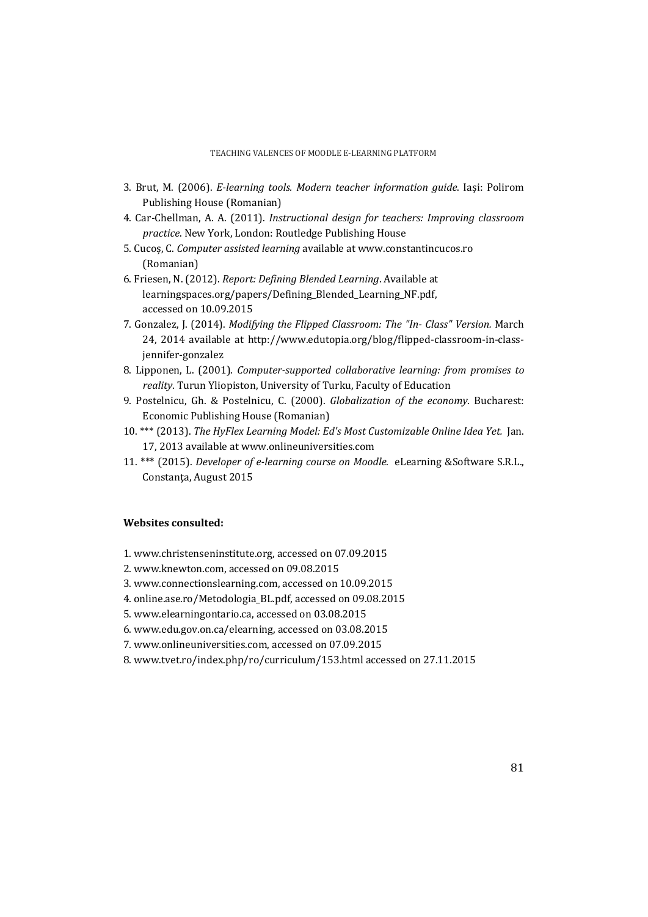3. Brut, M. (2006). *E-learning tools. Modern teacher information guide*. Iași: Polirom Publishing House (Romanian)
4. Car-Chellman, A. A. (2011). *Instructional design for teachers: Improving classroom practice*. New York, London: Routledge Publishing House
5. Cucoș, C. *Computer assisted learning* available at www.constantincucos.ro (Romanian)
6. Friesen, N. (2012). *Report: Defining Blended Learning*. Available at learningspaces.org/papers/Defining_Blended_Learning_NF.pdf, accessed on 10.09.2015
7. Gonzalez, J. (2014). *Modifying the Flipped Classroom: The "In- Class" Version.* March 24, 2014 available at http://www.edutopia.org/blog/flipped-classroom-in-class-jennifer-gonzalez
8. Lipponen, L. (2001). *Computer-supported collaborative learning: from promises to reality*. Turun Yliopiston, University of Turku, Faculty of Education
9. Postelnicu, Gh. & Postelnicu, C. (2000). *Globalization of the economy*. Bucharest: Economic Publishing House (Romanian)
10. *** (2013). *The HyFlex Learning Model: Ed's Most Customizable Online Idea Yet.* Jan. 17, 2013 available at www.onlineuniversities.com
11. *** (2015). *Developer of e-learning course on Moodle*. eLearning &Software S.R.L., Constanța, August 2015

**Websites consulted:**

1. www.christenseninstitute.org, accessed on 07.09.2015
2. www.knewton.com, accessed on 09.08.2015
3. www.connectionslearning.com, accessed on 10.09.2015
4. online.ase.ro/Metodologia_BL.pdf, accessed on 09.08.2015
5. www.elearningontario.ca, accessed on 03.08.2015
6. www.edu.gov.on.ca/elearning, accessed on 03.08.2015
7. www.onlineuniversities.com, accessed on 07.09.2015
8. www.tvet.ro/index.php/ro/curriculum/153.html accessed on 27.11.2015